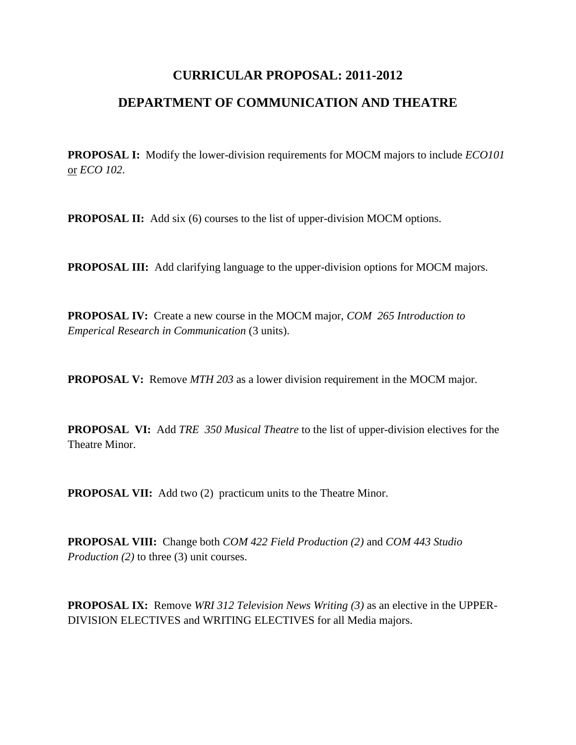# CURRICULAR PROPOSAL: 2011-2012

# DEPARTMENT OF COMMUNICATION AND THEATRE

**PROPOSAL I:** Modify the lower-division requirements for MOCM majors to include *ECO101* or *ECO 102*.

**PROPOSAL II:** Add six (6) courses to the list of upper-division MOCM options.

**PROPOSAL III:** Add clarifying language to the upper-division options for MOCM majors.

**PROPOSAL IV:** Create a new course in the MOCM major, *COM 265 Introduction to Emperical Research in Communication* (3 units).

**PROPOSAL V:** Remove *MTH 203* as a lower division requirement in the MOCM major.

**PROPOSAL VI:** Add *TRE 350 Musical Theatre* to the list of upper-division electives for the Theatre Minor.

**PROPOSAL VII:** Add two (2) practicum units to the Theatre Minor.

**PROPOSAL VIII:** Change both *COM 422 Field Production (2)* and *COM 443 Studio Production (2)* to three (3) unit courses.

**PROPOSAL IX:** Remove *WRI 312 Television News Writing (3)* as an elective in the UPPER-DIVISION ELECTIVES and WRITING ELECTIVES for all Media majors.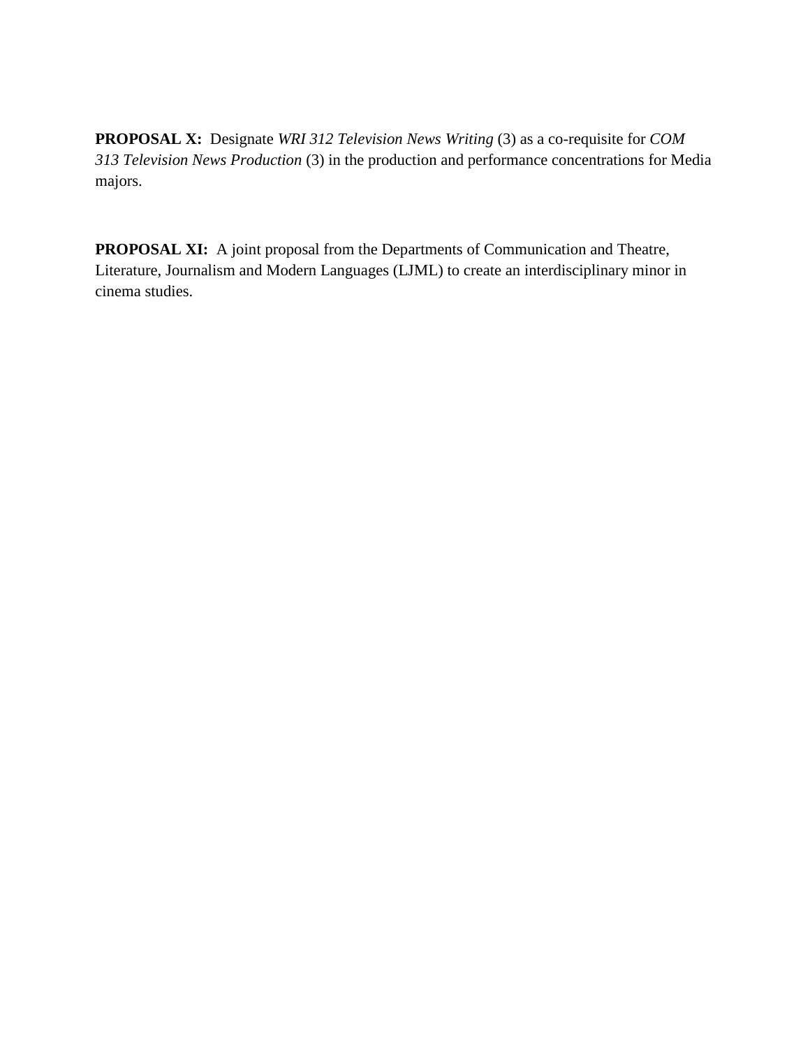**PROPOSAL X:** Designate *WRI 312 Television News Writing* (3) as a co-requisite for *COM 313 Television News Production* (3) in the production and performance concentrations for Media majors.

**PROPOSAL XI:** A joint proposal from the Departments of Communication and Theatre, Literature, Journalism and Modern Languages (LJML) to create an interdisciplinary minor in cinema studies.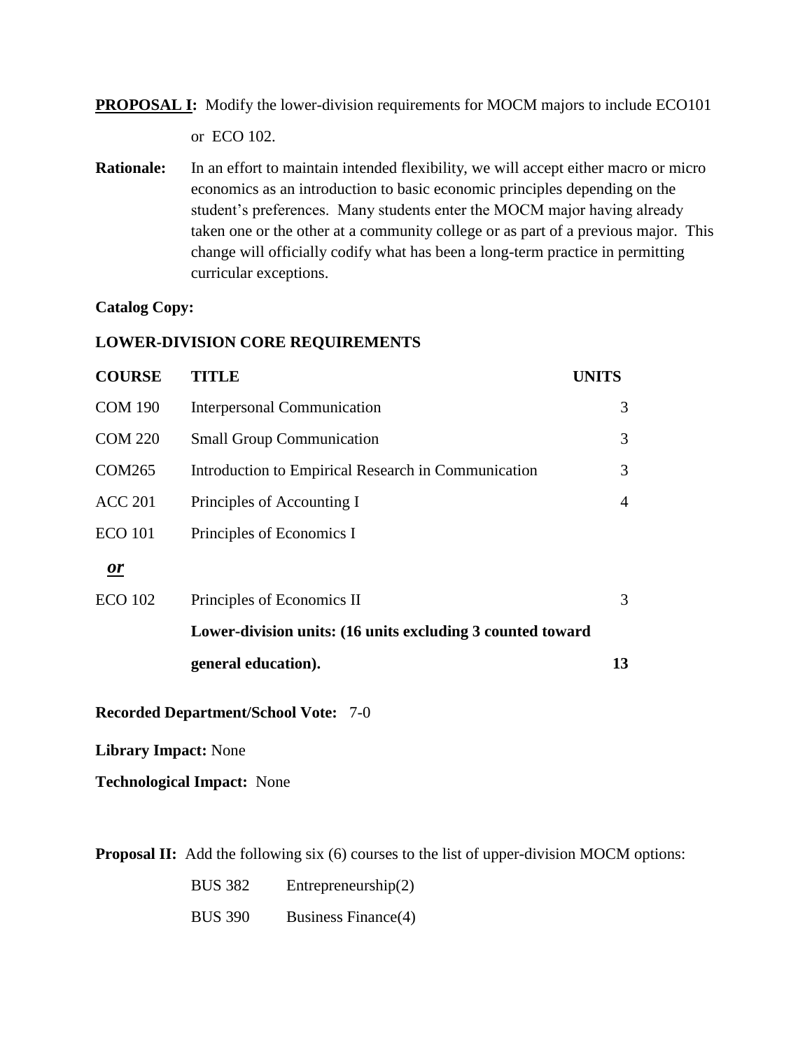**PROPOSAL I:** Modify the lower-division requirements for MOCM majors to include ECO101 or ECO 102.

**Rationale:** In an effort to maintain intended flexibility, we will accept either macro or micro economics as an introduction to basic economic principles depending on the student's preferences. Many students enter the MOCM major having already taken one or the other at a community college or as part of a previous major. This change will officially codify what has been a long-term practice in permitting curricular exceptions.

**Catalog Copy:**

**LOWER-DIVISION CORE REQUIREMENTS**

| COURSE | TITLE | UNITS |
|---|---|---|
| COM 190 | Interpersonal Communication | 3 |
| COM 220 | Small Group Communication | 3 |
| COM265 | Introduction to Empirical Research in Communication | 3 |
| ACC 201 | Principles of Accounting I | 4 |
| ECO 101 | Principles of Economics I | |
| ***or*** | | |
| ECO 102 | Principles of Economics II | 3 |
| | **Lower-division units: (16 units excluding 3 counted toward general education).** | **13** |

**Recorded Department/School Vote:** 7-0

**Library Impact:** None

**Technological Impact:** None

**Proposal II:** Add the following six (6) courses to the list of upper-division MOCM options:

BUS 382 Entrepreneurship(2)

BUS 390 Business Finance(4)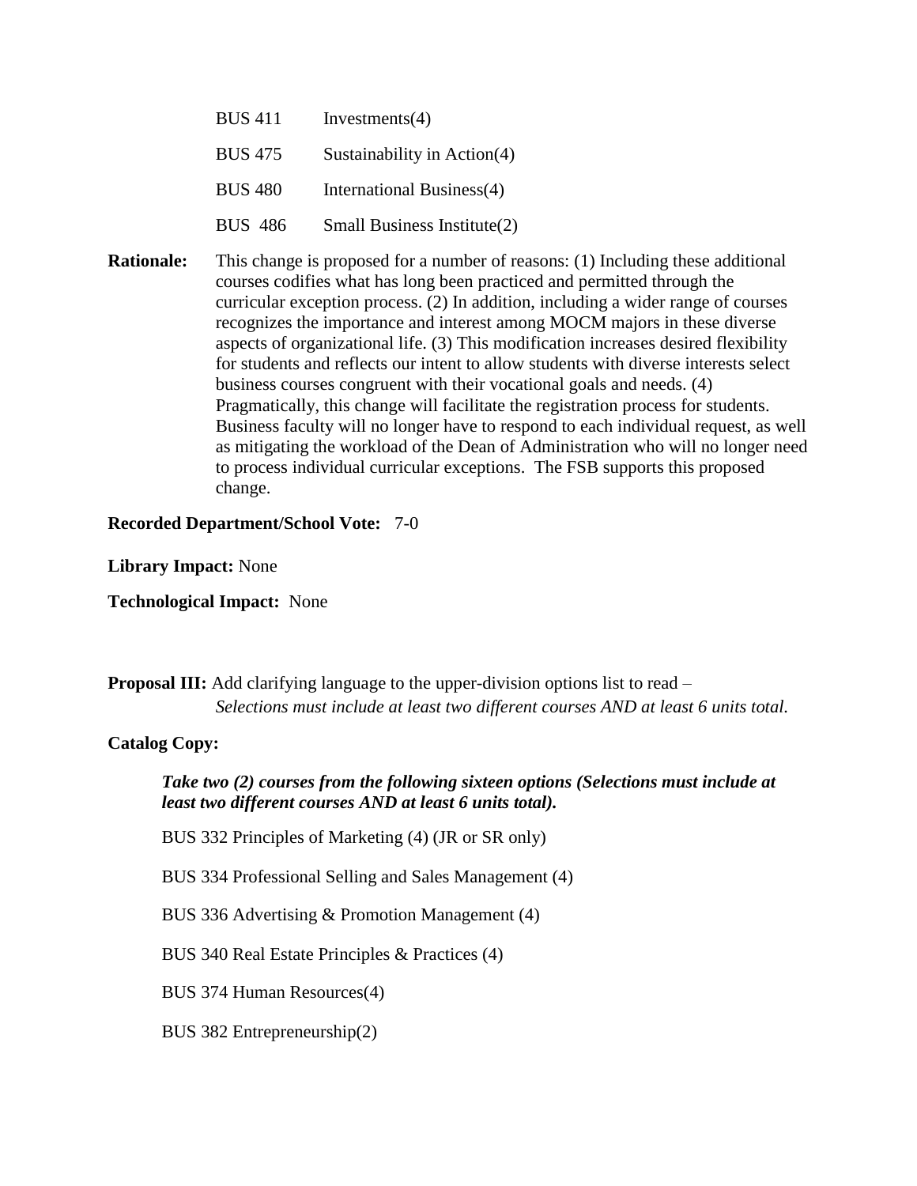BUS 411 Investments(4)

BUS 475 Sustainability in Action(4)

BUS 480 International Business(4)

BUS 486 Small Business Institute(2)

**Rationale:** This change is proposed for a number of reasons: (1) Including these additional courses codifies what has long been practiced and permitted through the curricular exception process. (2) In addition, including a wider range of courses recognizes the importance and interest among MOCM majors in these diverse aspects of organizational life. (3) This modification increases desired flexibility for students and reflects our intent to allow students with diverse interests select business courses congruent with their vocational goals and needs. (4) Pragmatically, this change will facilitate the registration process for students. Business faculty will no longer have to respond to each individual request, as well as mitigating the workload of the Dean of Administration who will no longer need to process individual curricular exceptions. The FSB supports this proposed change.

**Recorded Department/School Vote:** 7-0

**Library Impact:** None

**Technological Impact:** None

**Proposal III:** Add clarifying language to the upper-division options list to read – *Selections must include at least two different courses AND at least 6 units total.*

**Catalog Copy:**

***Take two (2) courses from the following sixteen options (Selections must include at least two different courses AND at least 6 units total).***

BUS 332 Principles of Marketing (4) (JR or SR only)

BUS 334 Professional Selling and Sales Management (4)

BUS 336 Advertising & Promotion Management (4)

BUS 340 Real Estate Principles & Practices (4)

BUS 374 Human Resources(4)

BUS 382 Entrepreneurship(2)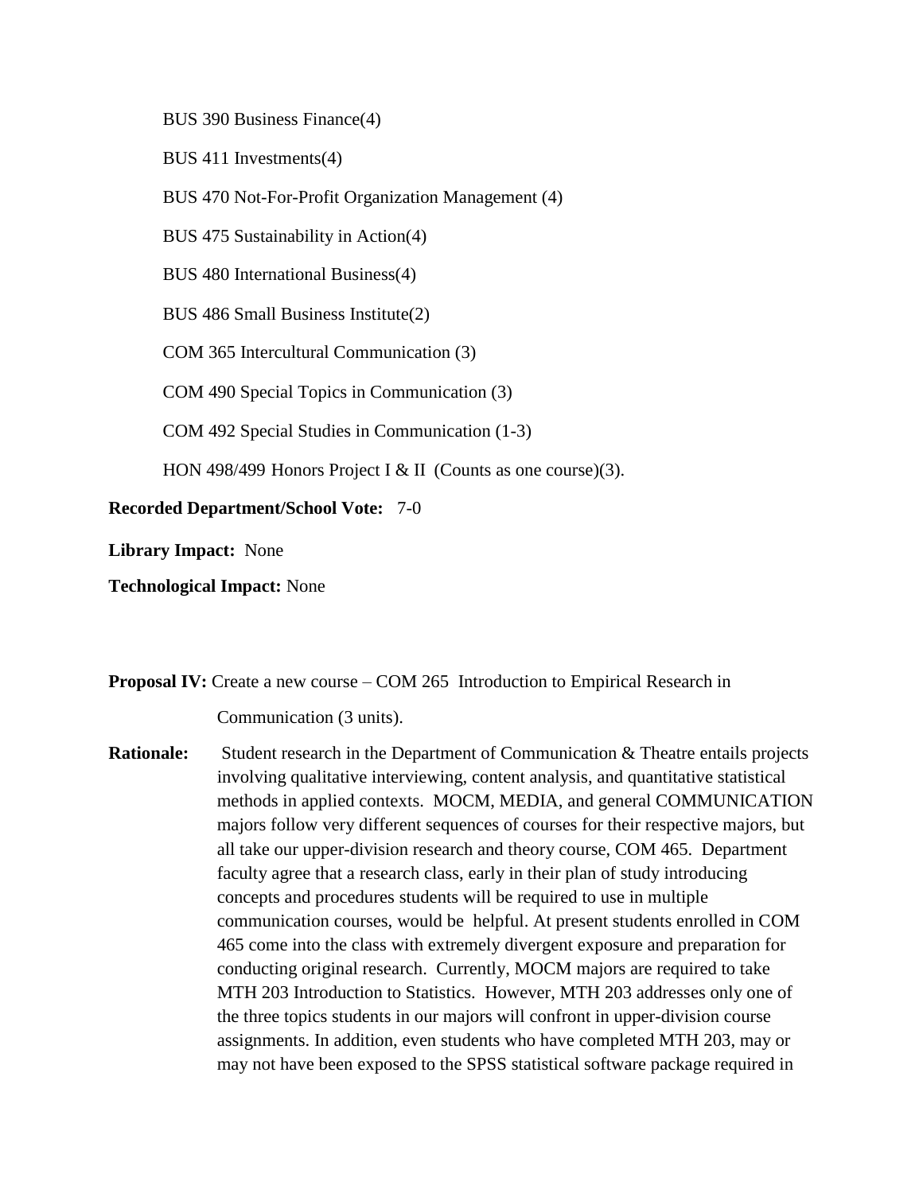BUS 390 Business Finance(4)

BUS 411 Investments(4)

BUS 470 Not-For-Profit Organization Management (4)

BUS 475 Sustainability in Action(4)

BUS 480 International Business(4)

BUS 486 Small Business Institute(2)

COM 365 Intercultural Communication (3)

COM 490 Special Topics in Communication (3)

COM 492 Special Studies in Communication (1-3)

HON 498/499 Honors Project I & II (Counts as one course)(3).

**Recorded Department/School Vote:** 7-0

**Library Impact:** None

**Technological Impact:** None

**Proposal IV:** Create a new course – COM 265 Introduction to Empirical Research in Communication (3 units).

**Rationale:** Student research in the Department of Communication & Theatre entails projects involving qualitative interviewing, content analysis, and quantitative statistical methods in applied contexts. MOCM, MEDIA, and general COMMUNICATION majors follow very different sequences of courses for their respective majors, but all take our upper-division research and theory course, COM 465. Department faculty agree that a research class, early in their plan of study introducing concepts and procedures students will be required to use in multiple communication courses, would be helpful. At present students enrolled in COM 465 come into the class with extremely divergent exposure and preparation for conducting original research. Currently, MOCM majors are required to take MTH 203 Introduction to Statistics. However, MTH 203 addresses only one of the three topics students in our majors will confront in upper-division course assignments. In addition, even students who have completed MTH 203, may or may not have been exposed to the SPSS statistical software package required in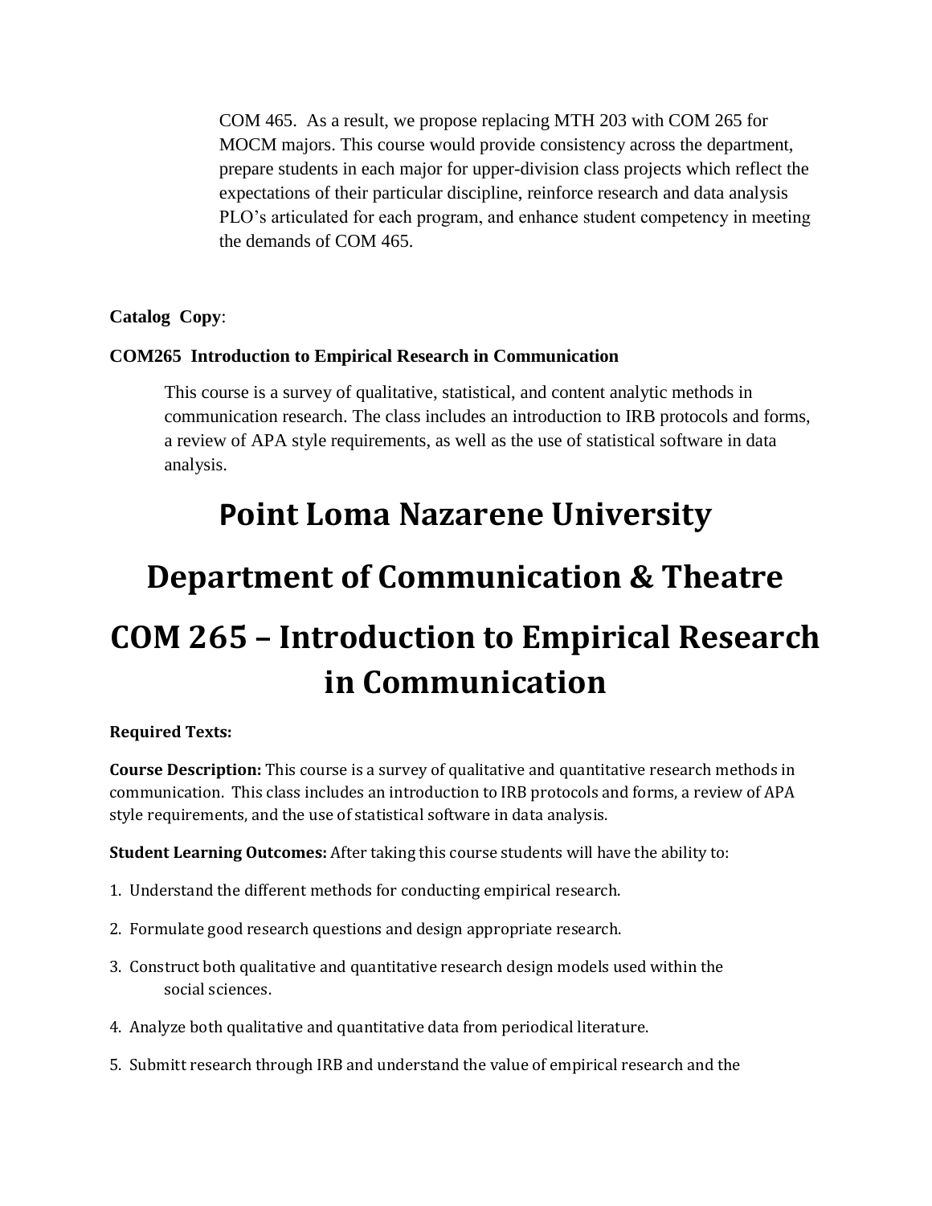COM 465. As a result, we propose replacing MTH 203 with COM 265 for MOCM majors. This course would provide consistency across the department, prepare students in each major for upper-division class projects which reflect the expectations of their particular discipline, reinforce research and data analysis PLO's articulated for each program, and enhance student competency in meeting the demands of COM 465.

**Catalog Copy**:

**COM265 Introduction to Empirical Research in Communication**

This course is a survey of qualitative, statistical, and content analytic methods in communication research. The class includes an introduction to IRB protocols and forms, a review of APA style requirements, as well as the use of statistical software in data analysis.

# Point Loma Nazarene University

# Department of Communication & Theatre

# COM 265 – Introduction to Empirical Research in Communication

**Required Texts:**

**Course Description:** This course is a survey of qualitative and quantitative research methods in communication. This class includes an introduction to IRB protocols and forms, a review of APA style requirements, and the use of statistical software in data analysis.

**Student Learning Outcomes:** After taking this course students will have the ability to:

1. Understand the different methods for conducting empirical research.
2. Formulate good research questions and design appropriate research.
3. Construct both qualitative and quantitative research design models used within the social sciences.
4. Analyze both qualitative and quantitative data from periodical literature.
5. Submitt research through IRB and understand the value of empirical research and the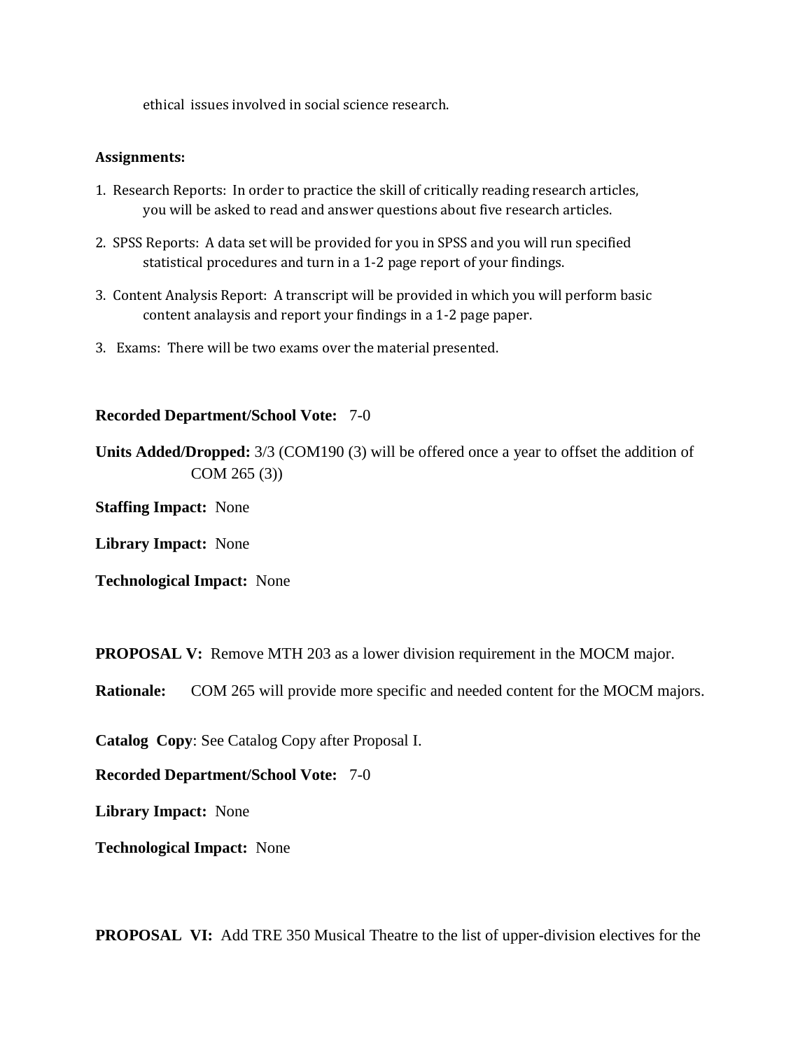ethical issues involved in social science research.

**Assignments:**

1. Research Reports: In order to practice the skill of critically reading research articles, you will be asked to read and answer questions about five research articles.
2. SPSS Reports: A data set will be provided for you in SPSS and you will run specified statistical procedures and turn in a 1-2 page report of your findings.
3. Content Analysis Report: A transcript will be provided in which you will perform basic content analaysis and report your findings in a 1-2 page paper.
3. Exams: There will be two exams over the material presented.

**Recorded Department/School Vote:** 7-0

**Units Added/Dropped:** 3/3 (COM190 (3) will be offered once a year to offset the addition of COM 265 (3))

**Staffing Impact:** None

**Library Impact:** None

**Technological Impact:** None

**PROPOSAL V:** Remove MTH 203 as a lower division requirement in the MOCM major.

**Rationale:** COM 265 will provide more specific and needed content for the MOCM majors.

**Catalog Copy**: See Catalog Copy after Proposal I.

**Recorded Department/School Vote:** 7-0

**Library Impact:** None

**Technological Impact:** None

**PROPOSAL VI:** Add TRE 350 Musical Theatre to the list of upper-division electives for the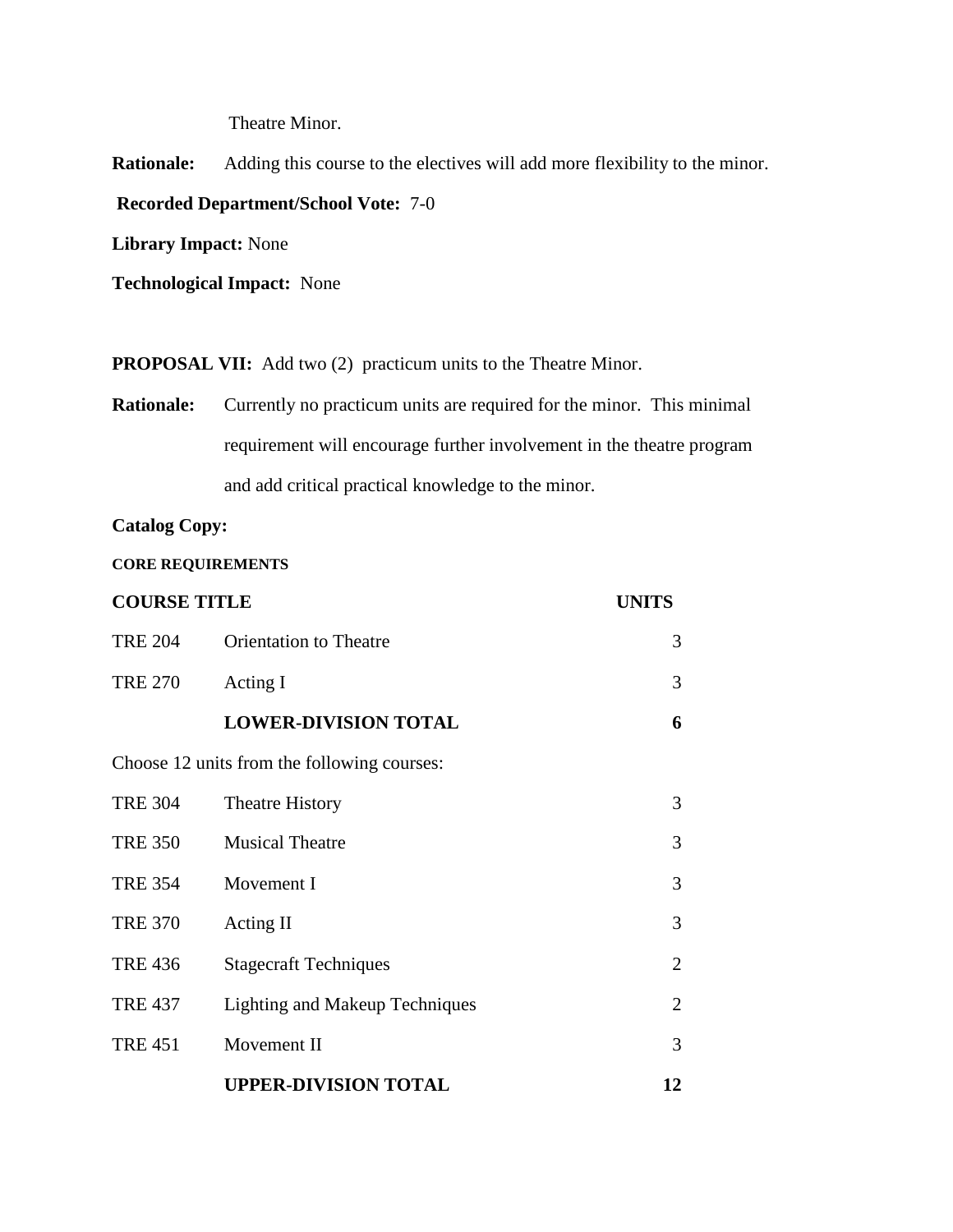Theatre Minor.

**Rationale:** Adding this course to the electives will add more flexibility to the minor.

**Recorded Department/School Vote:** 7-0

**Library Impact:** None

**Technological Impact:** None

**PROPOSAL VII:** Add two (2) practicum units to the Theatre Minor.

**Rationale:** Currently no practicum units are required for the minor. This minimal requirement will encourage further involvement in the theatre program and add critical practical knowledge to the minor.

**Catalog Copy:**

**CORE REQUIREMENTS**

| COURSE TITLE | | UNITS |
|---|---|---|
| TRE 204 | Orientation to Theatre | 3 |
| TRE 270 | Acting I | 3 |
| | **LOWER-DIVISION TOTAL** | **6** |

Choose 12 units from the following courses:

| | | |
|---|---|---|
| TRE 304 | Theatre History | 3 |
| TRE 350 | Musical Theatre | 3 |
| TRE 354 | Movement I | 3 |
| TRE 370 | Acting II | 3 |
| TRE 436 | Stagecraft Techniques | 2 |
| TRE 437 | Lighting and Makeup Techniques | 2 |
| TRE 451 | Movement II | 3 |
| | **UPPER-DIVISION TOTAL** | **12** |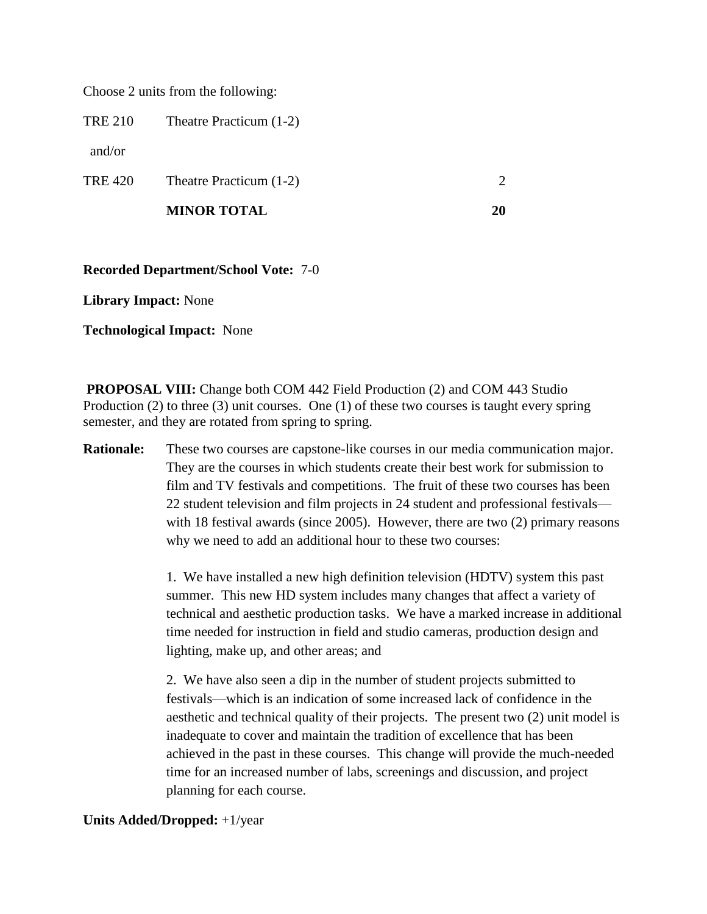Choose 2 units from the following:

| | | |
|---|---|---|
| TRE 210 | Theatre Practicum (1-2) | |
| and/or | | |
| TRE 420 | Theatre Practicum (1-2) | 2 |
| | **MINOR TOTAL** | **20** |

**Recorded Department/School Vote:** 7-0

**Library Impact:** None

**Technological Impact:** None

**PROPOSAL VIII:** Change both COM 442 Field Production (2) and COM 443 Studio Production (2) to three (3) unit courses. One (1) of these two courses is taught every spring semester, and they are rotated from spring to spring.

**Rationale:** These two courses are capstone-like courses in our media communication major. They are the courses in which students create their best work for submission to film and TV festivals and competitions. The fruit of these two courses has been 22 student television and film projects in 24 student and professional festivals—with 18 festival awards (since 2005). However, there are two (2) primary reasons why we need to add an additional hour to these two courses:

1. We have installed a new high definition television (HDTV) system this past summer. This new HD system includes many changes that affect a variety of technical and aesthetic production tasks. We have a marked increase in additional time needed for instruction in field and studio cameras, production design and lighting, make up, and other areas; and

2. We have also seen a dip in the number of student projects submitted to festivals—which is an indication of some increased lack of confidence in the aesthetic and technical quality of their projects. The present two (2) unit model is inadequate to cover and maintain the tradition of excellence that has been achieved in the past in these courses. This change will provide the much-needed time for an increased number of labs, screenings and discussion, and project planning for each course.

**Units Added/Dropped:** +1/year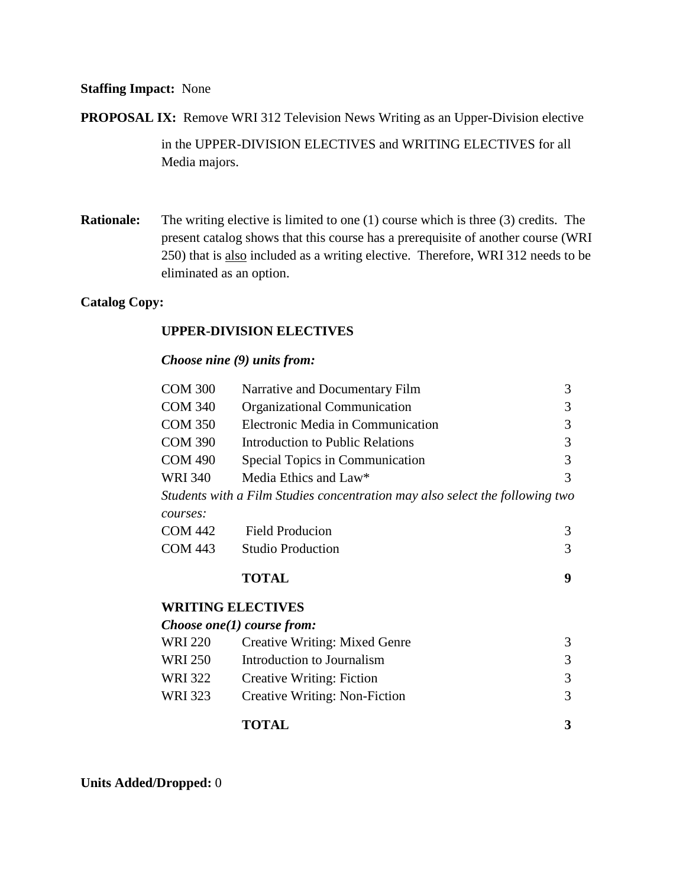**Staffing Impact:** None

**PROPOSAL IX:** Remove WRI 312 Television News Writing as an Upper-Division elective in the UPPER-DIVISION ELECTIVES and WRITING ELECTIVES for all Media majors.

**Rationale:** The writing elective is limited to one (1) course which is three (3) credits. The present catalog shows that this course has a prerequisite of another course (WRI 250) that is also included as a writing elective. Therefore, WRI 312 needs to be eliminated as an option.

**Catalog Copy:**

**UPPER-DIVISION ELECTIVES**

***Choose nine (9) units from:***

| | | |
|---|---|---|
| COM 300 | Narrative and Documentary Film | 3 |
| COM 340 | Organizational Communication | 3 |
| COM 350 | Electronic Media in Communication | 3 |
| COM 390 | Introduction to Public Relations | 3 |
| COM 490 | Special Topics in Communication | 3 |
| WRI 340 | Media Ethics and Law* | 3 |
| *Students with a Film Studies concentration may also select the following two courses:* | | |
| COM 442 | Field Producion | 3 |
| COM 443 | Studio Production | 3 |
| | **TOTAL** | **9** |

**WRITING ELECTIVES**

***Choose one(1) course from:***

| | | |
|---|---|---|
| WRI 220 | Creative Writing: Mixed Genre | 3 |
| WRI 250 | Introduction to Journalism | 3 |
| WRI 322 | Creative Writing: Fiction | 3 |
| WRI 323 | Creative Writing: Non-Fiction | 3 |
| | **TOTAL** | **3** |

**Units Added/Dropped:** 0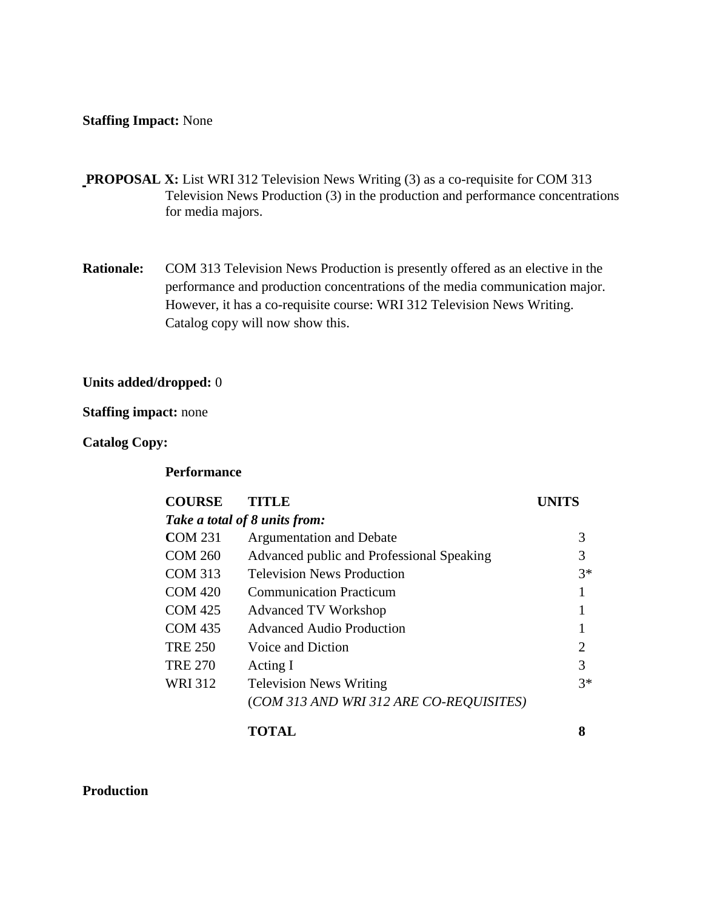**Staffing Impact:** None

**PROPOSAL X:** List WRI 312 Television News Writing (3) as a co-requisite for COM 313 Television News Production (3) in the production and performance concentrations for media majors.

**Rationale:** COM 313 Television News Production is presently offered as an elective in the performance and production concentrations of the media communication major. However, it has a co-requisite course: WRI 312 Television News Writing. Catalog copy will now show this.

**Units added/dropped:** 0

**Staffing impact:** none

**Catalog Copy:**

**Performance**

| COURSE | TITLE | UNITS |
|---|---|---|
| *Take a total of 8 units from:* | | |
| COM 231 | Argumentation and Debate | 3 |
| COM 260 | Advanced public and Professional Speaking | 3 |
| COM 313 | Television News Production | 3* |
| COM 420 | Communication Practicum | 1 |
| COM 425 | Advanced TV Workshop | 1 |
| COM 435 | Advanced Audio Production | 1 |
| TRE 250 | Voice and Diction | 2 |
| TRE 270 | Acting I | 3 |
| WRI 312 | Television News Writing | 3* |
| | (*COM 313 AND WRI 312 ARE CO-REQUISITES)* | |
| | **TOTAL** | **8** |

**Production**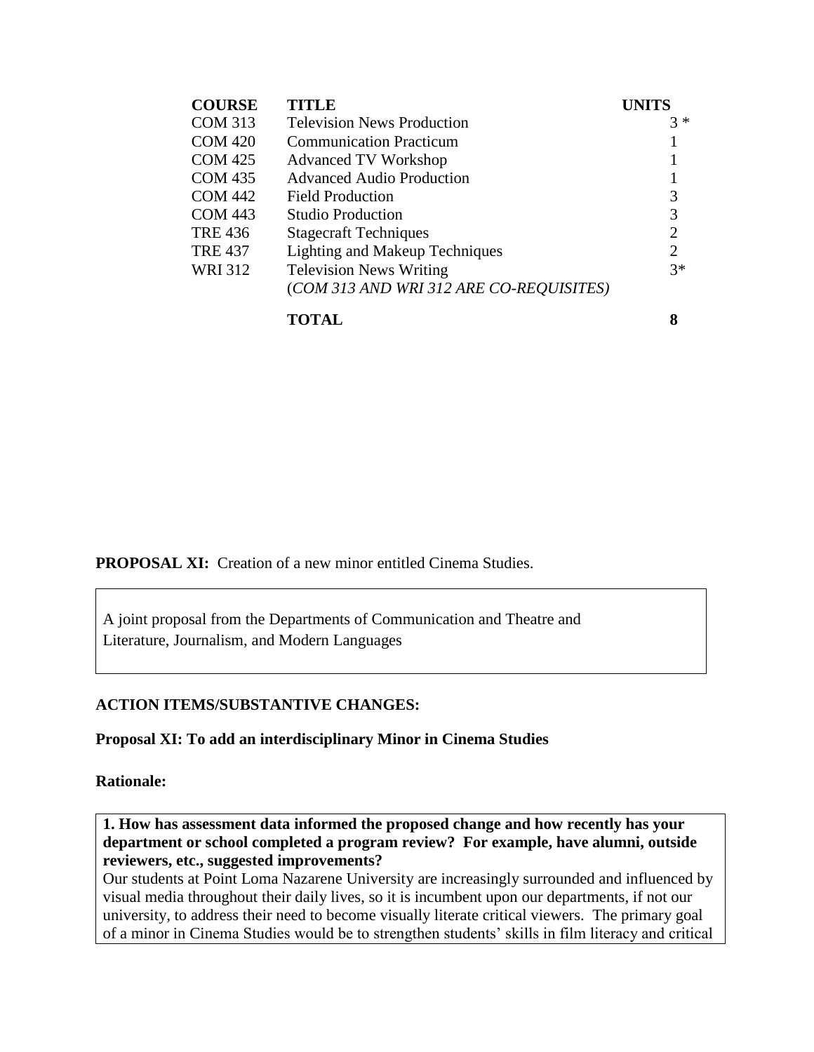| COURSE | TITLE | UNITS |
| --- | --- | --- |
| COM 313 | Television News Production | 3 * |
| COM 420 | Communication Practicum | 1 |
| COM 425 | Advanced TV Workshop | 1 |
| COM 435 | Advanced Audio Production | 1 |
| COM 442 | Field Production | 3 |
| COM 443 | Studio Production | 3 |
| TRE 436 | Stagecraft Techniques | 2 |
| TRE 437 | Lighting and Makeup Techniques | 2 |
| WRI 312 | Television News Writing | 3* |
| | (*COM 313 AND WRI 312 ARE CO-REQUISITES)* | |
| | **TOTAL** | **8** |

**PROPOSAL XI:** Creation of a new minor entitled Cinema Studies.

A joint proposal from the Departments of Communication and Theatre and Literature, Journalism, and Modern Languages

**ACTION ITEMS/SUBSTANTIVE CHANGES:**

**Proposal XI: To add an interdisciplinary Minor in Cinema Studies**

**Rationale:**

**1. How has assessment data informed the proposed change and how recently has your department or school completed a program review? For example, have alumni, outside reviewers, etc., suggested improvements?**

Our students at Point Loma Nazarene University are increasingly surrounded and influenced by visual media throughout their daily lives, so it is incumbent upon our departments, if not our university, to address their need to become visually literate critical viewers. The primary goal of a minor in Cinema Studies would be to strengthen students' skills in film literacy and critical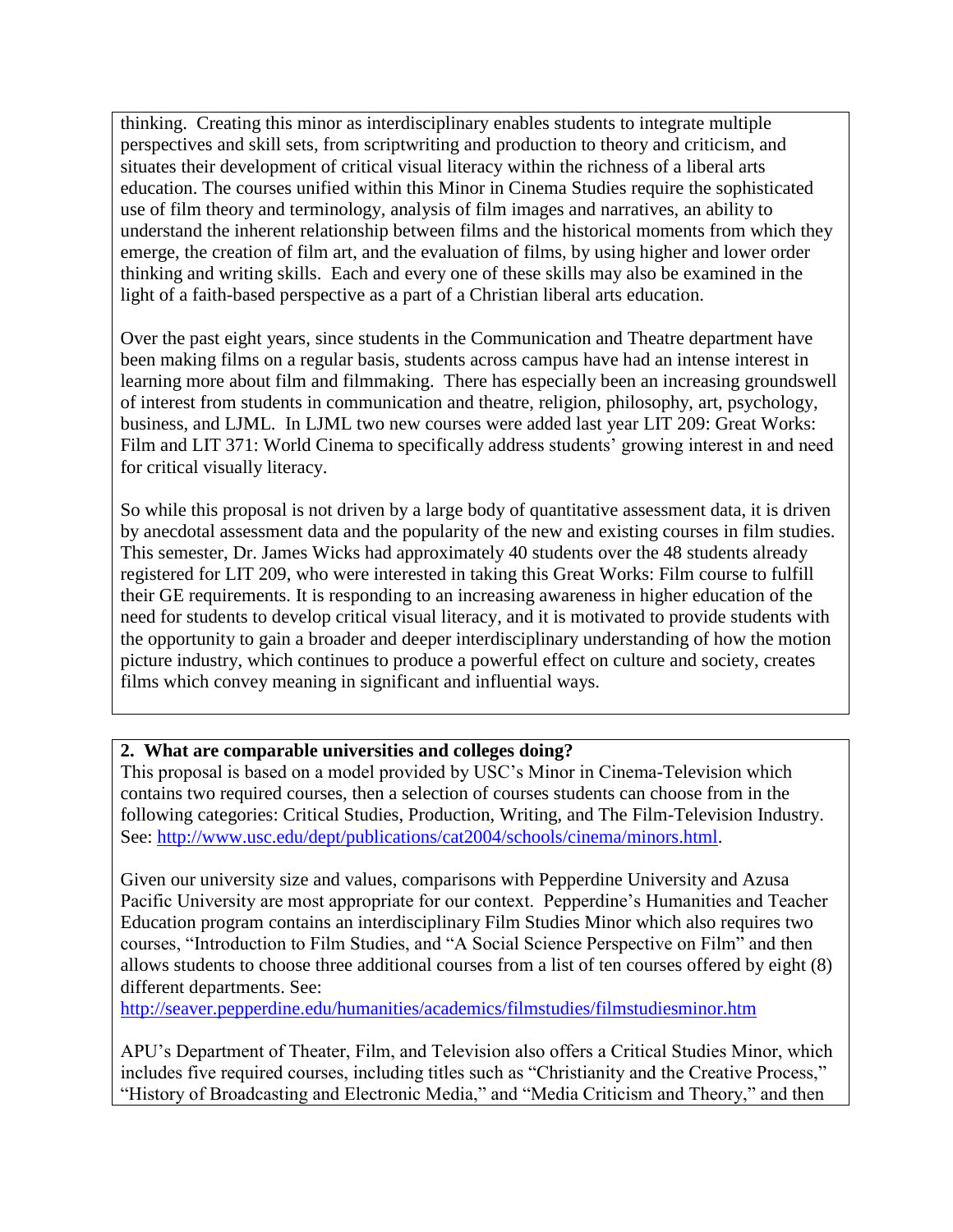thinking. Creating this minor as interdisciplinary enables students to integrate multiple perspectives and skill sets, from scriptwriting and production to theory and criticism, and situates their development of critical visual literacy within the richness of a liberal arts education. The courses unified within this Minor in Cinema Studies require the sophisticated use of film theory and terminology, analysis of film images and narratives, an ability to understand the inherent relationship between films and the historical moments from which they emerge, the creation of film art, and the evaluation of films, by using higher and lower order thinking and writing skills. Each and every one of these skills may also be examined in the light of a faith-based perspective as a part of a Christian liberal arts education.

Over the past eight years, since students in the Communication and Theatre department have been making films on a regular basis, students across campus have had an intense interest in learning more about film and filmmaking. There has especially been an increasing groundswell of interest from students in communication and theatre, religion, philosophy, art, psychology, business, and LJML. In LJML two new courses were added last year LIT 209: Great Works: Film and LIT 371: World Cinema to specifically address students' growing interest in and need for critical visually literacy.

So while this proposal is not driven by a large body of quantitative assessment data, it is driven by anecdotal assessment data and the popularity of the new and existing courses in film studies. This semester, Dr. James Wicks had approximately 40 students over the 48 students already registered for LIT 209, who were interested in taking this Great Works: Film course to fulfill their GE requirements. It is responding to an increasing awareness in higher education of the need for students to develop critical visual literacy, and it is motivated to provide students with the opportunity to gain a broader and deeper interdisciplinary understanding of how the motion picture industry, which continues to produce a powerful effect on culture and society, creates films which convey meaning in significant and influential ways.

**2. What are comparable universities and colleges doing?**

This proposal is based on a model provided by USC's Minor in Cinema-Television which contains two required courses, then a selection of courses students can choose from in the following categories: Critical Studies, Production, Writing, and The Film-Television Industry. See: http://www.usc.edu/dept/publications/cat2004/schools/cinema/minors.html.

Given our university size and values, comparisons with Pepperdine University and Azusa Pacific University are most appropriate for our context. Pepperdine's Humanities and Teacher Education program contains an interdisciplinary Film Studies Minor which also requires two courses, "Introduction to Film Studies, and "A Social Science Perspective on Film" and then allows students to choose three additional courses from a list of ten courses offered by eight (8) different departments. See:
http://seaver.pepperdine.edu/humanities/academics/filmstudies/filmstudiesminor.htm

APU's Department of Theater, Film, and Television also offers a Critical Studies Minor, which includes five required courses, including titles such as "Christianity and the Creative Process," "History of Broadcasting and Electronic Media," and "Media Criticism and Theory," and then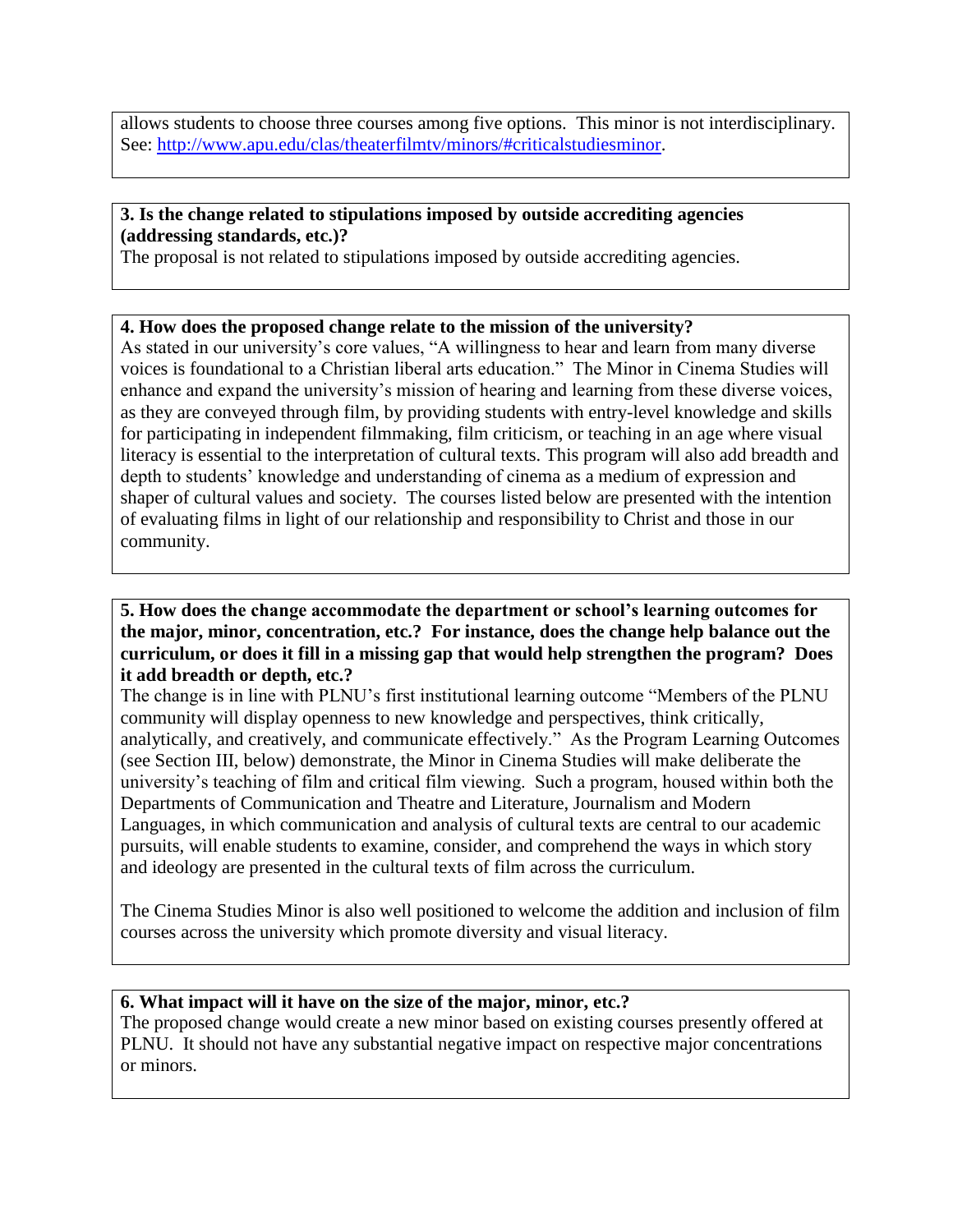allows students to choose three courses among five options. This minor is not interdisciplinary. See: http://www.apu.edu/clas/theaterfilmtv/minors/#criticalstudiesminor.

**3. Is the change related to stipulations imposed by outside accrediting agencies (addressing standards, etc.)?**

The proposal is not related to stipulations imposed by outside accrediting agencies.

**4. How does the proposed change relate to the mission of the university?**

As stated in our university's core values, "A willingness to hear and learn from many diverse voices is foundational to a Christian liberal arts education." The Minor in Cinema Studies will enhance and expand the university's mission of hearing and learning from these diverse voices, as they are conveyed through film, by providing students with entry-level knowledge and skills for participating in independent filmmaking, film criticism, or teaching in an age where visual literacy is essential to the interpretation of cultural texts. This program will also add breadth and depth to students' knowledge and understanding of cinema as a medium of expression and shaper of cultural values and society. The courses listed below are presented with the intention of evaluating films in light of our relationship and responsibility to Christ and those in our community.

**5. How does the change accommodate the department or school's learning outcomes for the major, minor, concentration, etc.? For instance, does the change help balance out the curriculum, or does it fill in a missing gap that would help strengthen the program? Does it add breadth or depth, etc.?**

The change is in line with PLNU's first institutional learning outcome "Members of the PLNU community will display openness to new knowledge and perspectives, think critically, analytically, and creatively, and communicate effectively." As the Program Learning Outcomes (see Section III, below) demonstrate, the Minor in Cinema Studies will make deliberate the university's teaching of film and critical film viewing. Such a program, housed within both the Departments of Communication and Theatre and Literature, Journalism and Modern Languages, in which communication and analysis of cultural texts are central to our academic pursuits, will enable students to examine, consider, and comprehend the ways in which story and ideology are presented in the cultural texts of film across the curriculum.

The Cinema Studies Minor is also well positioned to welcome the addition and inclusion of film courses across the university which promote diversity and visual literacy.

**6. What impact will it have on the size of the major, minor, etc.?**

The proposed change would create a new minor based on existing courses presently offered at PLNU. It should not have any substantial negative impact on respective major concentrations or minors.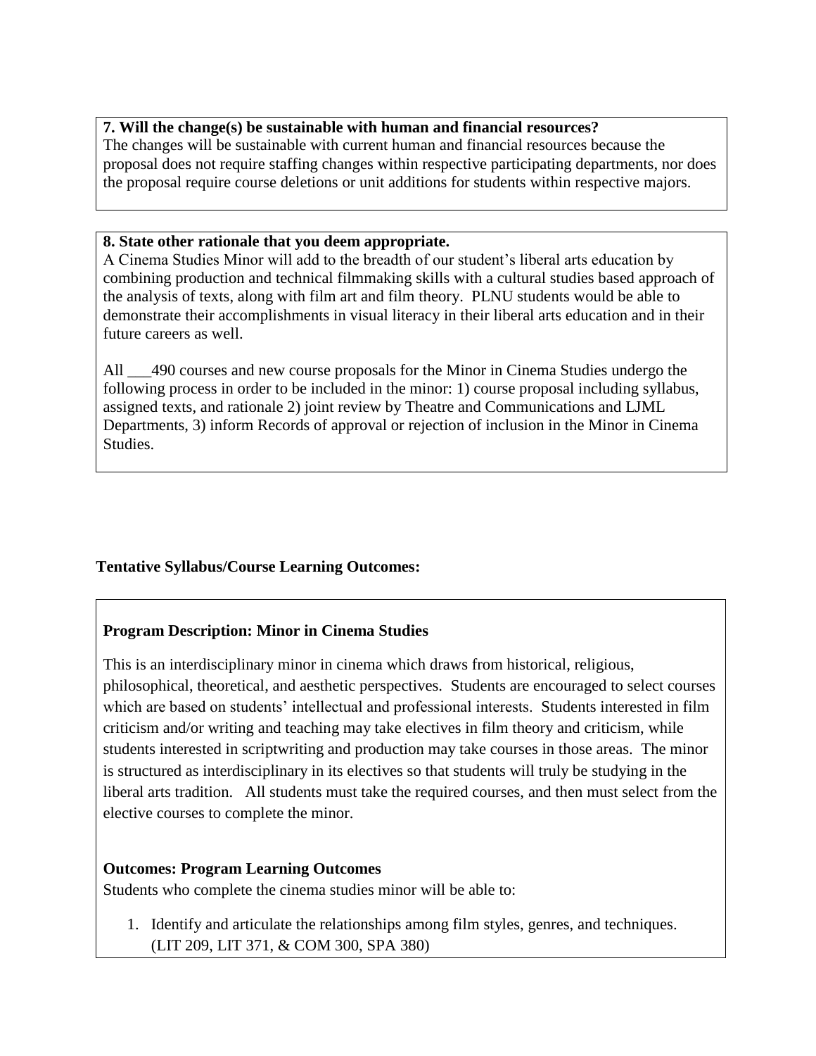**7. Will the change(s) be sustainable with human and financial resources?**
The changes will be sustainable with current human and financial resources because the proposal does not require staffing changes within respective participating departments, nor does the proposal require course deletions or unit additions for students within respective majors.

**8. State other rationale that you deem appropriate.**
A Cinema Studies Minor will add to the breadth of our student's liberal arts education by combining production and technical filmmaking skills with a cultural studies based approach of the analysis of texts, along with film art and film theory. PLNU students would be able to demonstrate their accomplishments in visual literacy in their liberal arts education and in their future careers as well.

All ___490 courses and new course proposals for the Minor in Cinema Studies undergo the following process in order to be included in the minor: 1) course proposal including syllabus, assigned texts, and rationale 2) joint review by Theatre and Communications and LJML Departments, 3) inform Records of approval or rejection of inclusion in the Minor in Cinema Studies.

**Tentative Syllabus/Course Learning Outcomes:**

**Program Description: Minor in Cinema Studies**

This is an interdisciplinary minor in cinema which draws from historical, religious, philosophical, theoretical, and aesthetic perspectives. Students are encouraged to select courses which are based on students' intellectual and professional interests. Students interested in film criticism and/or writing and teaching may take electives in film theory and criticism, while students interested in scriptwriting and production may take courses in those areas. The minor is structured as interdisciplinary in its electives so that students will truly be studying in the liberal arts tradition. All students must take the required courses, and then must select from the elective courses to complete the minor.

**Outcomes: Program Learning Outcomes**
Students who complete the cinema studies minor will be able to:

1. Identify and articulate the relationships among film styles, genres, and techniques. (LIT 209, LIT 371, & COM 300, SPA 380)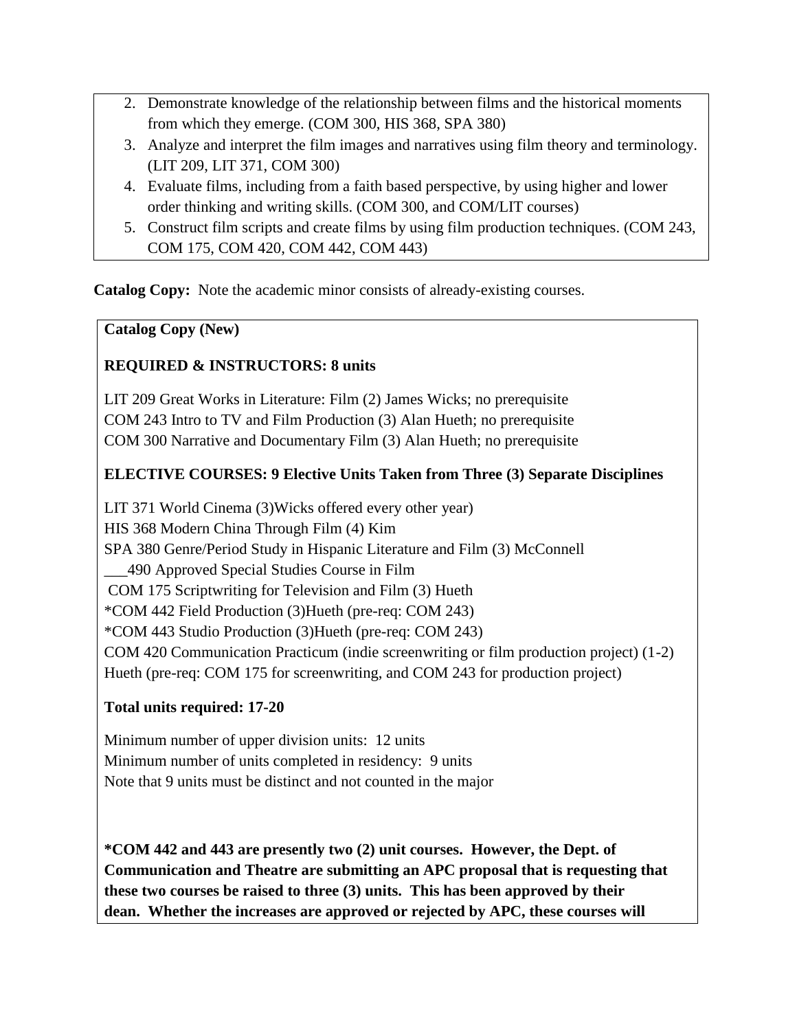2. Demonstrate knowledge of the relationship between films and the historical moments from which they emerge. (COM 300, HIS 368, SPA 380)
3. Analyze and interpret the film images and narratives using film theory and terminology. (LIT 209, LIT 371, COM 300)
4. Evaluate films, including from a faith based perspective, by using higher and lower order thinking and writing skills. (COM 300, and COM/LIT courses)
5. Construct film scripts and create films by using film production techniques. (COM 243, COM 175, COM 420, COM 442, COM 443)

**Catalog Copy:** Note the academic minor consists of already-existing courses.

**Catalog Copy (New)**

**REQUIRED & INSTRUCTORS: 8 units**

LIT 209 Great Works in Literature: Film (2) James Wicks; no prerequisite
COM 243 Intro to TV and Film Production (3) Alan Hueth; no prerequisite
COM 300 Narrative and Documentary Film (3) Alan Hueth; no prerequisite

**ELECTIVE COURSES: 9 Elective Units Taken from Three (3) Separate Disciplines**

LIT 371 World Cinema (3)Wicks offered every other year)
HIS 368 Modern China Through Film (4) Kim
SPA 380 Genre/Period Study in Hispanic Literature and Film (3) McConnell
___490 Approved Special Studies Course in Film
COM 175 Scriptwriting for Television and Film (3) Hueth
*COM 442 Field Production (3)Hueth (pre-req: COM 243)
*COM 443 Studio Production (3)Hueth (pre-req: COM 243)
COM 420 Communication Practicum (indie screenwriting or film production project) (1-2) Hueth (pre-req: COM 175 for screenwriting, and COM 243 for production project)

**Total units required: 17-20**

Minimum number of upper division units: 12 units
Minimum number of units completed in residency: 9 units
Note that 9 units must be distinct and not counted in the major

**\*COM 442 and 443 are presently two (2) unit courses. However, the Dept. of Communication and Theatre are submitting an APC proposal that is requesting that these two courses be raised to three (3) units. This has been approved by their dean. Whether the increases are approved or rejected by APC, these courses will**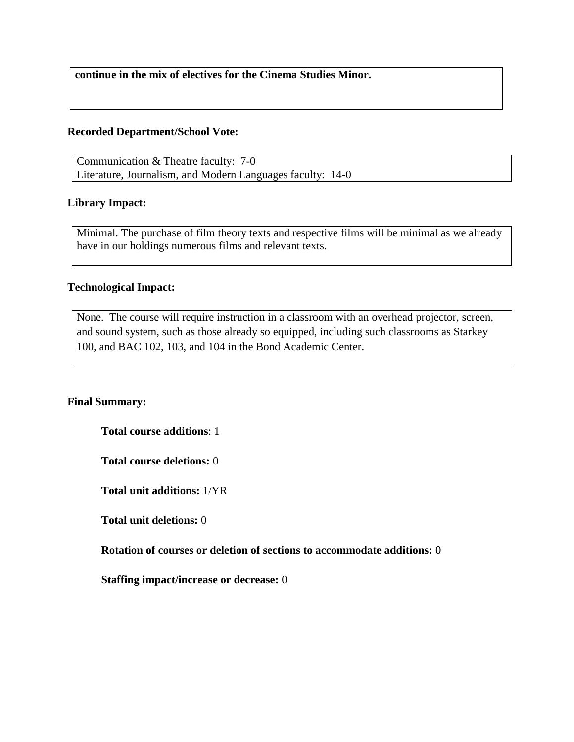**continue in the mix of electives for the Cinema Studies Minor.**

**Recorded Department/School Vote:**

Communication & Theatre faculty: 7-0
Literature, Journalism, and Modern Languages faculty: 14-0

**Library Impact:**

Minimal. The purchase of film theory texts and respective films will be minimal as we already have in our holdings numerous films and relevant texts.

**Technological Impact:**

None. The course will require instruction in a classroom with an overhead projector, screen, and sound system, such as those already so equipped, including such classrooms as Starkey 100, and BAC 102, 103, and 104 in the Bond Academic Center.

**Final Summary:**

**Total course additions**: 1

**Total course deletions:** 0

**Total unit additions:** 1/YR

**Total unit deletions:** 0

**Rotation of courses or deletion of sections to accommodate additions:** 0

**Staffing impact/increase or decrease:** 0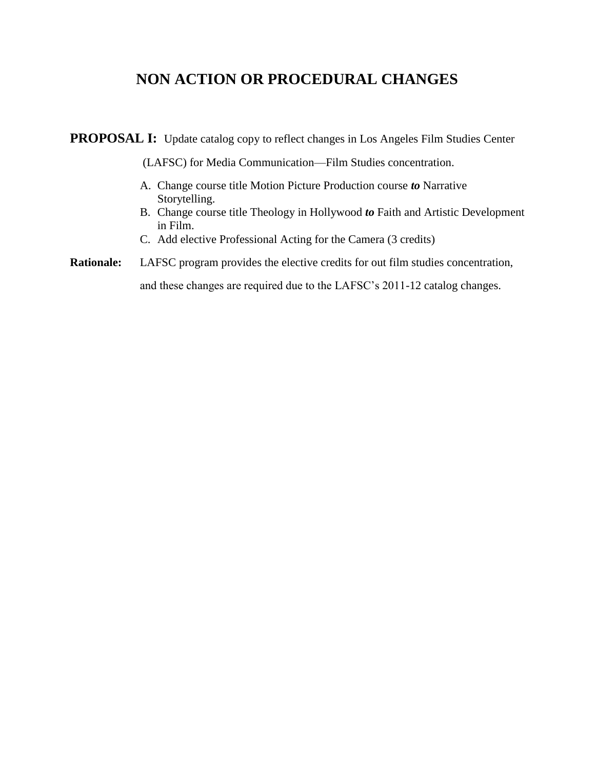# NON ACTION OR PROCEDURAL CHANGES

**PROPOSAL I:** Update catalog copy to reflect changes in Los Angeles Film Studies Center (LAFSC) for Media Communication—Film Studies concentration.

A. Change course title Motion Picture Production course ***to*** Narrative Storytelling.
B. Change course title Theology in Hollywood ***to*** Faith and Artistic Development in Film.
C. Add elective Professional Acting for the Camera (3 credits)

**Rationale:** LAFSC program provides the elective credits for out film studies concentration, and these changes are required due to the LAFSC's 2011-12 catalog changes.